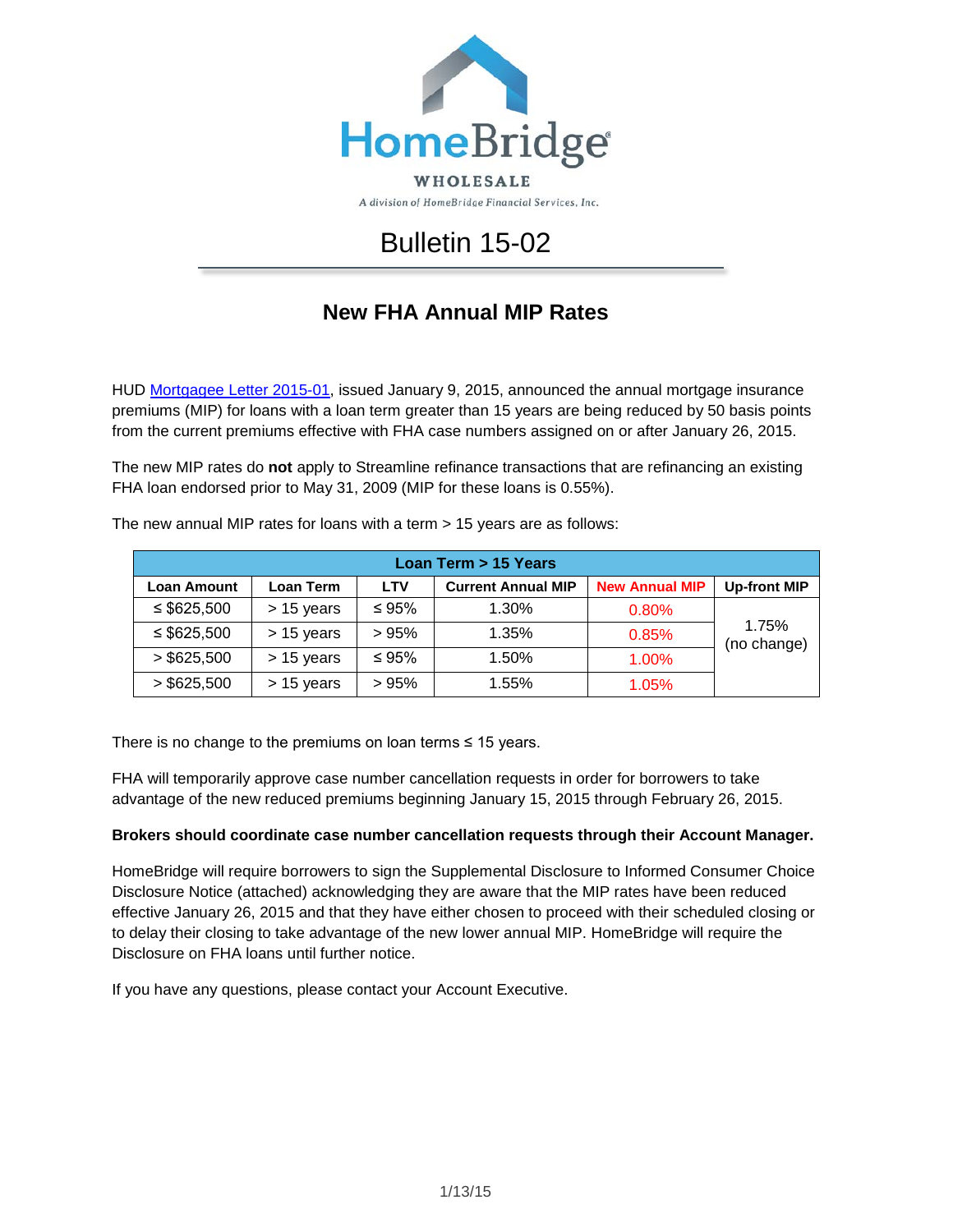HomeBridge

WHOLESALE

*A division of HomeBridge Financial Services, Inc.*

# Bulletin 15-02

## New FHA Annual MIP Rates

HUD [Mortgagee Letter 2015-01](), issued January 9, 2015, announced the annual mortgage insurance premiums (MIP) for loans with a loan term greater than 15 years are being reduced by 50 basis points from the current premiums effective with FHA case numbers assigned on or after January 26, 2015.

The new MIP rates do **not** apply to Streamline refinance transactions that are refinancing an existing FHA loan endorsed prior to May 31, 2009 (MIP for these loans is 0.55%).

The new annual MIP rates for loans with a term > 15 years are as follows:

| Loan Term > 15 Years | | | | | |
|---|---|---|---|---|---|
| **Loan Amount** | **Loan Term** | **LTV** | **Current Annual MIP** | **New Annual MIP** | **Up-front MIP** |
| ≤ $625,500 | > 15 years | ≤ 95% | 1.30% | 0.80% | 1.75% (no change) |
| ≤ $625,500 | > 15 years | > 95% | 1.35% | 0.85% | |
| > $625,500 | > 15 years | ≤ 95% | 1.50% | 1.00% | |
| > $625,500 | > 15 years | > 95% | 1.55% | 1.05% | |

There is no change to the premiums on loan terms ≤ 15 years.

FHA will temporarily approve case number cancellation requests in order for borrowers to take advantage of the new reduced premiums beginning January 15, 2015 through February 26, 2015.

**Brokers should coordinate case number cancellation requests through their Account Manager.**

HomeBridge will require borrowers to sign the Supplemental Disclosure to Informed Consumer Choice Disclosure Notice (attached) acknowledging they are aware that the MIP rates have been reduced effective January 26, 2015 and that they have either chosen to proceed with their scheduled closing or to delay their closing to take advantage of the new lower annual MIP. HomeBridge will require the Disclosure on FHA loans until further notice.

If you have any questions, please contact your Account Executive.

1/13/15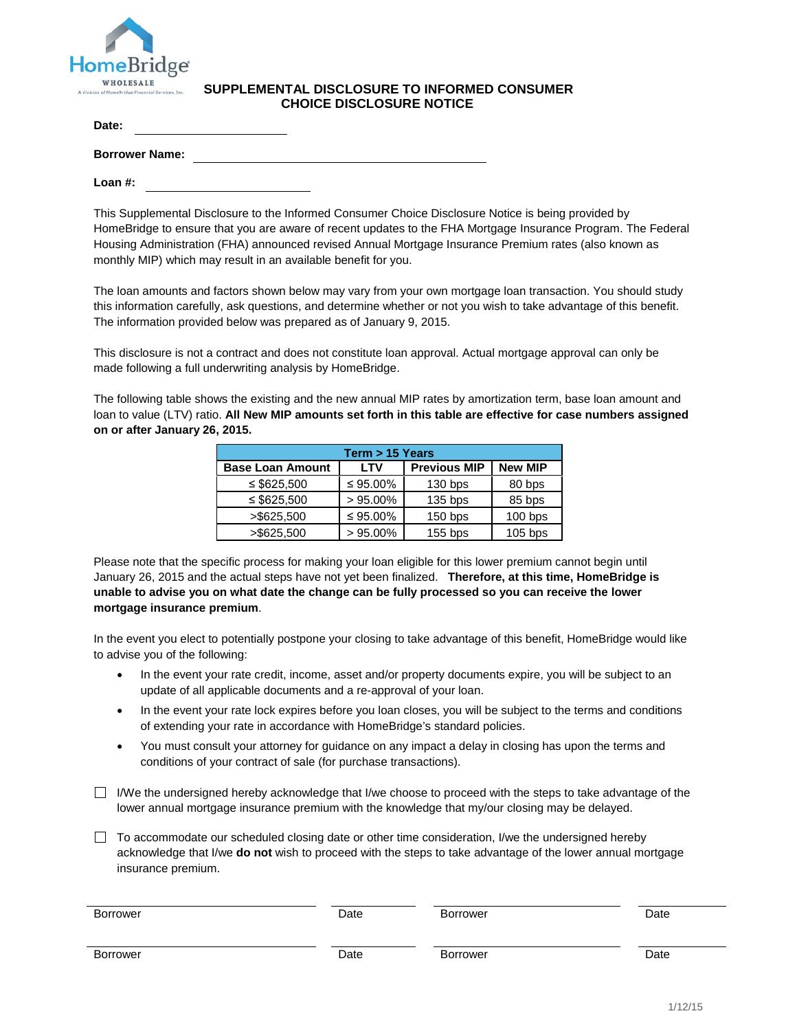HomeBridge WHOLESALE

A division of HomeBridge Financial Services, Inc.

## SUPPLEMENTAL DISCLOSURE TO INFORMED CONSUMER CHOICE DISCLOSURE NOTICE

**Date:** ______________________

**Borrower Name:** ________________________________________

**Loan #:** ______________________

This Supplemental Disclosure to the Informed Consumer Choice Disclosure Notice is being provided by HomeBridge to ensure that you are aware of recent updates to the FHA Mortgage Insurance Program. The Federal Housing Administration (FHA) announced revised Annual Mortgage Insurance Premium rates (also known as monthly MIP) which may result in an available benefit for you.

The loan amounts and factors shown below may vary from your own mortgage loan transaction. You should study this information carefully, ask questions, and determine whether or not you wish to take advantage of this benefit. The information provided below was prepared as of January 9, 2015.

This disclosure is not a contract and does not constitute loan approval. Actual mortgage approval can only be made following a full underwriting analysis by HomeBridge.

The following table shows the existing and the new annual MIP rates by amortization term, base loan amount and loan to value (LTV) ratio. **All New MIP amounts set forth in this table are effective for case numbers assigned on or after January 26, 2015.**

| Term > 15 Years | | | |
|---|---|---|---|
| **Base Loan Amount** | **LTV** | **Previous MIP** | **New MIP** |
| ≤ $625,500 | ≤ 95.00% | 130 bps | 80 bps |
| ≤ $625,500 | > 95.00% | 135 bps | 85 bps |
| >$625,500 | ≤ 95.00% | 150 bps | 100 bps |
| >$625,500 | > 95.00% | 155 bps | 105 bps |

Please note that the specific process for making your loan eligible for this lower premium cannot begin until January 26, 2015 and the actual steps have not yet been finalized. **Therefore, at this time, HomeBridge is unable to advise you on what date the change can be fully processed so you can receive the lower mortgage insurance premium**.

In the event you elect to potentially postpone your closing to take advantage of this benefit, HomeBridge would like to advise you of the following:

- In the event your rate credit, income, asset and/or property documents expire, you will be subject to an update of all applicable documents and a re-approval of your loan.
- In the event your rate lock expires before you loan closes, you will be subject to the terms and conditions of extending your rate in accordance with HomeBridge's standard policies.
- You must consult your attorney for guidance on any impact a delay in closing has upon the terms and conditions of your contract of sale (for purchase transactions).

☐ I/We the undersigned hereby acknowledge that I/we choose to proceed with the steps to take advantage of the lower annual mortgage insurance premium with the knowledge that my/our closing may be delayed.

☐ To accommodate our scheduled closing date or other time consideration, I/we the undersigned hereby acknowledge that I/we **do not** wish to proceed with the steps to take advantage of the lower annual mortgage insurance premium.

| | | | |
|---|---|---|---|
| Borrower | Date | Borrower | Date |
| Borrower | Date | Borrower | Date |

1/12/15